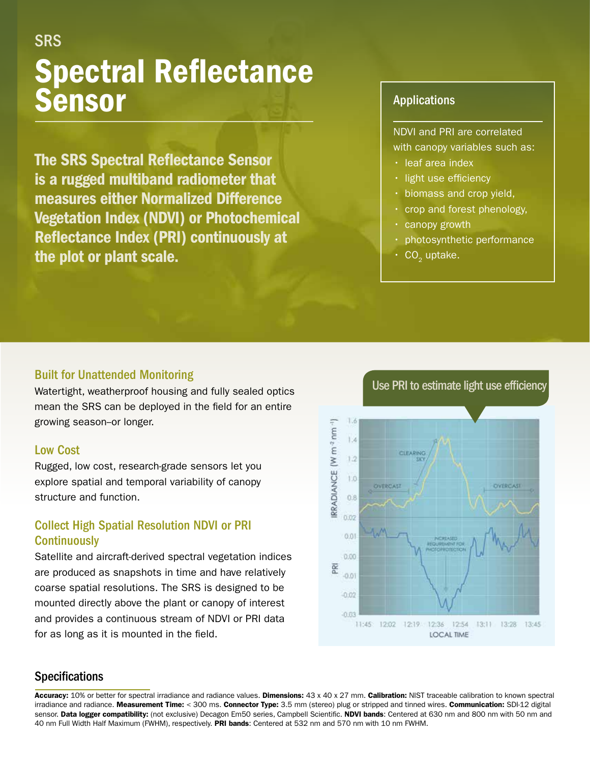SRS

# Spectral Reflectance Sensor

**The SRS Spectral Reflectance Sensor is a rugged multiband radiometer that measures either Normalized Difference Vegetation Index (NDVI) or Photochemical Reflectance Index (PRI) continuously at the plot or plant scale.**

### Applications

NDVI and PRI are correlated with canopy variables such as:

- leaf area index
- light use efficiency
- biomass and crop yield,
- crop and forest phenology,
- canopy growth
- photosynthetic performance
- $CO_2$ uptake.

### Built for Unattended Monitoring

Watertight, weatherproof housing and fully sealed optics mean the SRS can be deployed in the field for an entire growing season–or longer.

### Low Cost

Rugged, low cost, research-grade sensors let you explore spatial and temporal variability of canopy structure and function.

### Collect High Spatial Resolution NDVI or PRI Continuously

Satellite and aircraft-derived spectral vegetation indices are produced as snapshots in time and have relatively coarse spatial resolutions. The SRS is designed to be mounted directly above the plant or canopy of interest and provides a continuous stream of NDVI or PRI data for as long as it is mounted in the field.

Use PRI to estimate light use efficiency

## Specifications

**Accuracy:** 10% or better for spectral irradiance and radiance values. **Dimensions:** 43 x 40 x 27 mm. **Calibration:** NIST traceable calibration to known spectral irradiance and radiance. **Measurement Time:** < 300 ms. **Connector Type:** 3.5 mm (stereo) plug or stripped and tinned wires. **Communication:** SDI-12 digital sensor. **Data logger compatibility:** (not exclusive) Decagon Em50 series, Campbell Scientific. **NDVI bands**: Centered at 630 nm and 800 nm with 50 nm and 40 nm Full Width Half Maximum (FWHM), respectively. **PRI bands**: Centered at 532 nm and 570 nm with 10 nm FWHM.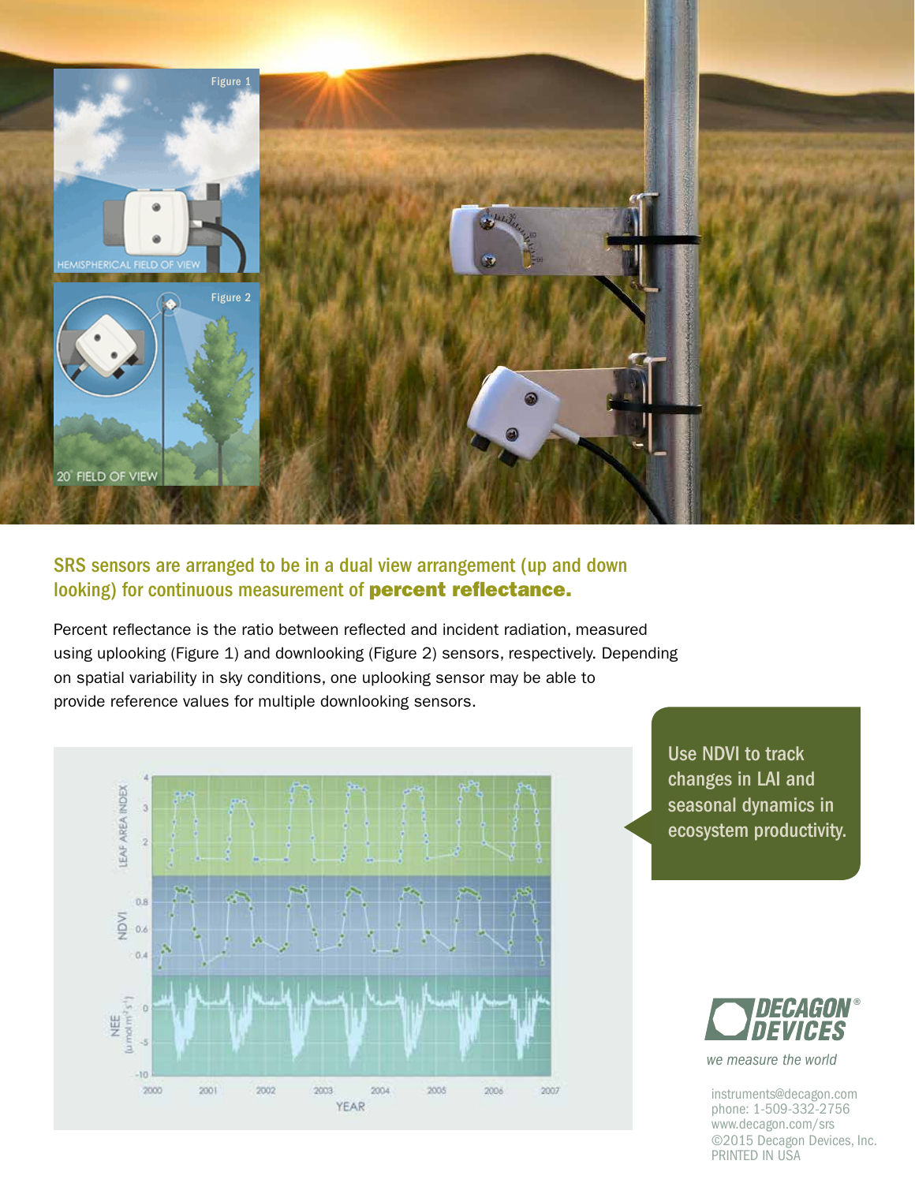Figure 1

HEMISPHERICAL FIELD OF VIEW

Figure 2

20° FIELD OF VIEW

## SRS sensors are arranged to be in a dual view arrangement (up and down looking) for continuous measurement of **percent reflectance.**

Percent reflectance is the ratio between reflected and incident radiation, measured using uplooking (Figure 1) and downlooking (Figure 2) sensors, respectively. Depending on spatial variability in sky conditions, one uplooking sensor may be able to provide reference values for multiple downlooking sensors.

LEAF AREA INDEX
4
3
2

NDVI
0.8
0.6
0.4

NEE ($\mu$ mol $m^{-2}s^{-1}$)
0
-5
-10

2000
2001
2002
2003
2004
2005
2006
2007

YEAR

Use NDVI to track changes in LAI and seasonal dynamics in ecosystem productivity.

DECAGON® DEVICES

*we measure the world*

instruments@decagon.com
phone: 1-509-332-2756
www.decagon.com/srs
©2015 Decagon Devices, Inc.
PRINTED IN USA